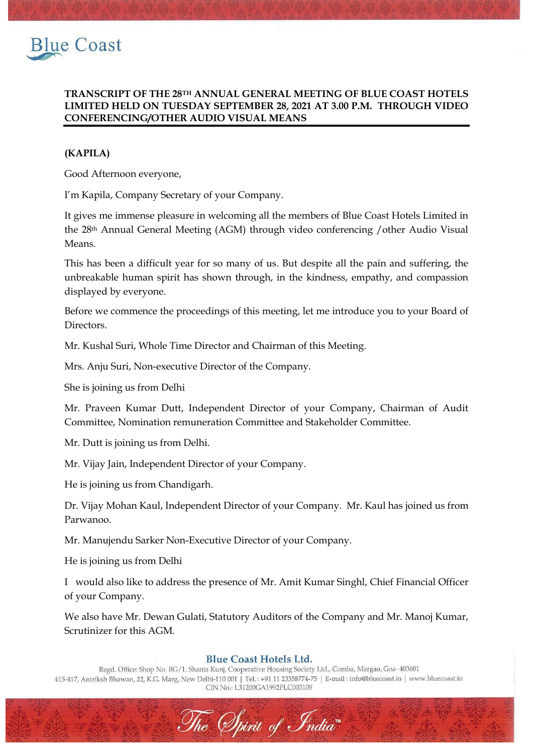# TRANSCRIPT OF THE 28TH ANNUAL GENERAL MEETING OF BLUE COAST HOTELS LIMITED HELD ON TUESDAY SEPTEMBER 28, 2021 AT 3.00 P.M. THROUGH VIDEO CONFERENCING/OTHER AUDIO VISUAL MEANS

**(KAPILA)**

Good Afternoon everyone,

I'm Kapila, Company Secretary of your Company.

It gives me immense pleasure in welcoming all the members of Blue Coast Hotels Limited in the 28th Annual General Meeting (AGM) through video conferencing /other Audio Visual Means.

This has been a difficult year for so many of us. But despite all the pain and suffering, the unbreakable human spirit has shown through, in the kindness, empathy, and compassion displayed by everyone.

Before we commence the proceedings of this meeting, let me introduce you to your Board of Directors.

Mr. Kushal Suri, Whole Time Director and Chairman of this Meeting.

Mrs. Anju Suri, Non-executive Director of the Company.

She is joining us from Delhi

Mr. Praveen Kumar Dutt, Independent Director of your Company, Chairman of Audit Committee, Nomination remuneration Committee and Stakeholder Committee.

Mr. Dutt is joining us from Delhi.

Mr. Vijay Jain, Independent Director of your Company.

He is joining us from Chandigarh.

Dr. Vijay Mohan Kaul, Independent Director of your Company. Mr. Kaul has joined us from Parwanoo.

Mr. Manujendu Sarker Non-Executive Director of your Company.

He is joining us from Delhi

I would also like to address the presence of Mr. Amit Kumar Singhl, Chief Financial Officer of your Company.

We also have Mr. Dewan Gulati, Statutory Auditors of the Company and Mr. Manoj Kumar, Scrutinizer for this AGM.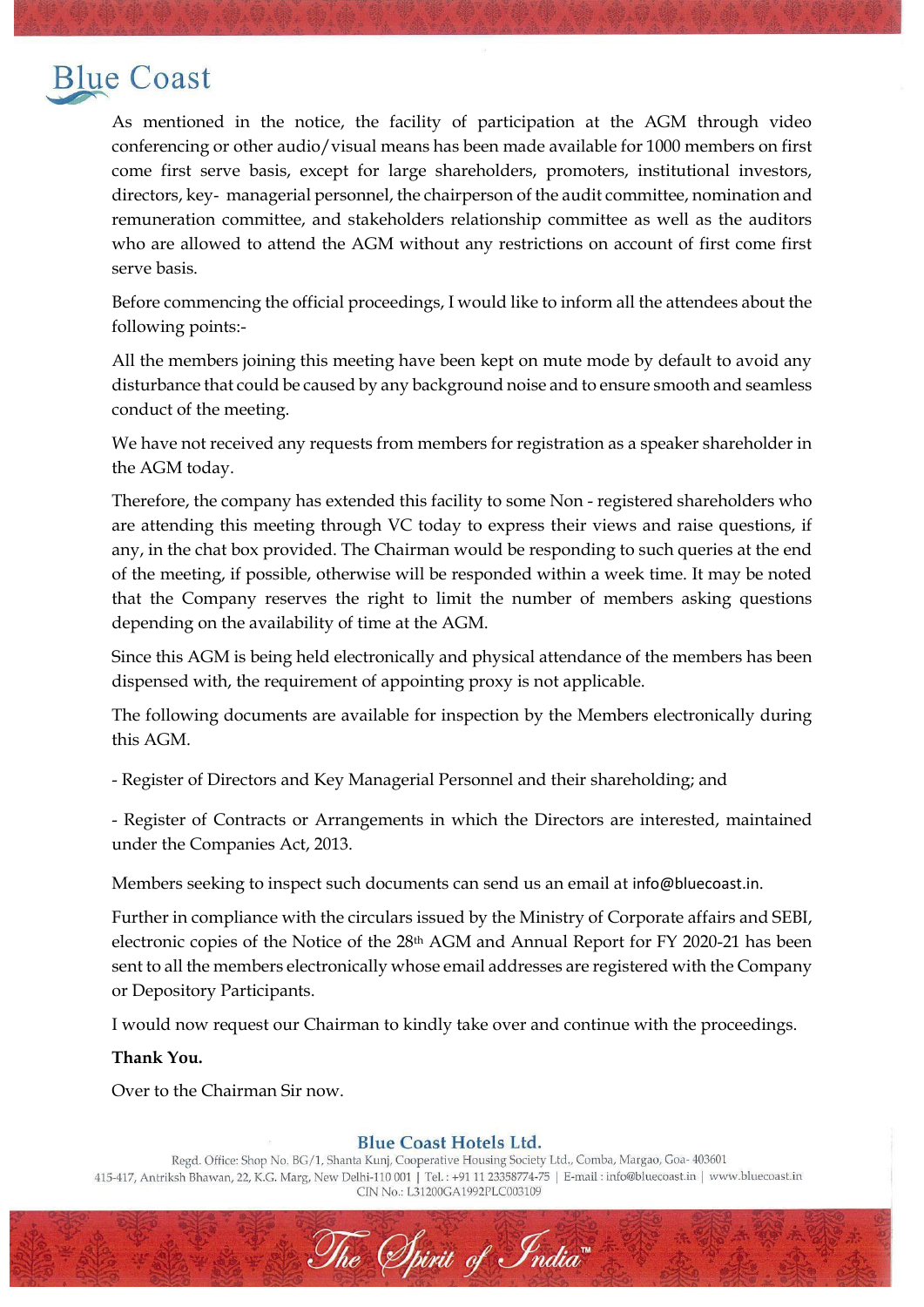As mentioned in the notice, the facility of participation at the AGM through video conferencing or other audio/visual means has been made available for 1000 members on first come first serve basis, except for large shareholders, promoters, institutional investors, directors, key- managerial personnel, the chairperson of the audit committee, nomination and remuneration committee, and stakeholders relationship committee as well as the auditors who are allowed to attend the AGM without any restrictions on account of first come first serve basis.

Before commencing the official proceedings, I would like to inform all the attendees about the following points:-

All the members joining this meeting have been kept on mute mode by default to avoid any disturbance that could be caused by any background noise and to ensure smooth and seamless conduct of the meeting.

We have not received any requests from members for registration as a speaker shareholder in the AGM today.

Therefore, the company has extended this facility to some Non - registered shareholders who are attending this meeting through VC today to express their views and raise questions, if any, in the chat box provided. The Chairman would be responding to such queries at the end of the meeting, if possible, otherwise will be responded within a week time. It may be noted that the Company reserves the right to limit the number of members asking questions depending on the availability of time at the AGM.

Since this AGM is being held electronically and physical attendance of the members has been dispensed with, the requirement of appointing proxy is not applicable.

The following documents are available for inspection by the Members electronically during this AGM.

- Register of Directors and Key Managerial Personnel and their shareholding; and

- Register of Contracts or Arrangements in which the Directors are interested, maintained under the Companies Act, 2013.

Members seeking to inspect such documents can send us an email at info@bluecoast.in.

Further in compliance with the circulars issued by the Ministry of Corporate affairs and SEBI, electronic copies of the Notice of the 28th AGM and Annual Report for FY 2020-21 has been sent to all the members electronically whose email addresses are registered with the Company or Depository Participants.

I would now request our Chairman to kindly take over and continue with the proceedings.

**Thank You.**

Over to the Chairman Sir now.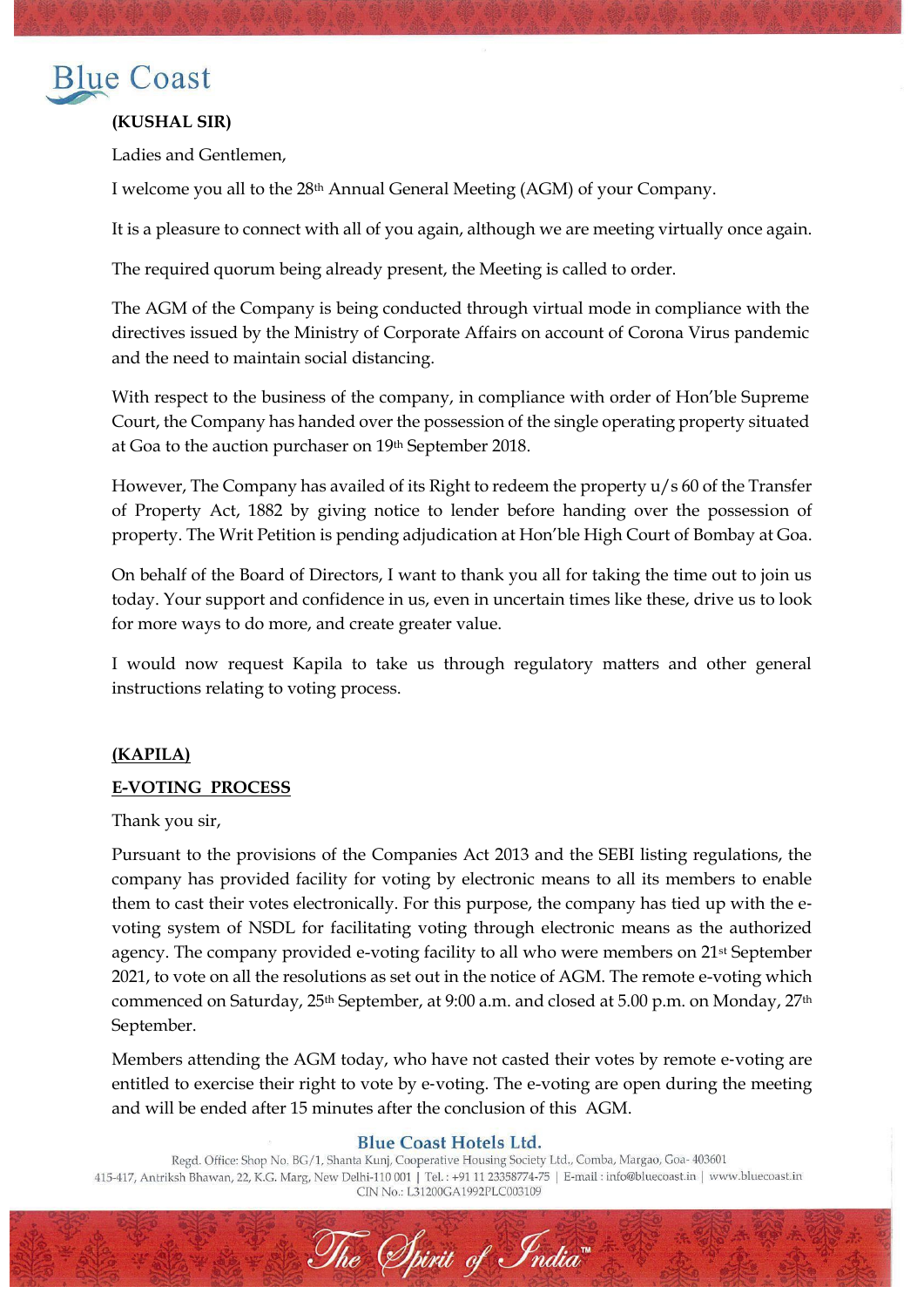**(KUSHAL SIR)**

Ladies and Gentlemen,

I welcome you all to the 28th Annual General Meeting (AGM) of your Company.

It is a pleasure to connect with all of you again, although we are meeting virtually once again.

The required quorum being already present, the Meeting is called to order.

The AGM of the Company is being conducted through virtual mode in compliance with the directives issued by the Ministry of Corporate Affairs on account of Corona Virus pandemic and the need to maintain social distancing.

With respect to the business of the company, in compliance with order of Hon'ble Supreme Court, the Company has handed over the possession of the single operating property situated at Goa to the auction purchaser on 19th September 2018.

However, The Company has availed of its Right to redeem the property u/s 60 of the Transfer of Property Act, 1882 by giving notice to lender before handing over the possession of property. The Writ Petition is pending adjudication at Hon'ble High Court of Bombay at Goa.

On behalf of the Board of Directors, I want to thank you all for taking the time out to join us today. Your support and confidence in us, even in uncertain times like these, drive us to look for more ways to do more, and create greater value.

I would now request Kapila to take us through regulatory matters and other general instructions relating to voting process.

**(KAPILA)**

**E-VOTING PROCESS**

Thank you sir,

Pursuant to the provisions of the Companies Act 2013 and the SEBI listing regulations, the company has provided facility for voting by electronic means to all its members to enable them to cast their votes electronically. For this purpose, the company has tied up with the e-voting system of NSDL for facilitating voting through electronic means as the authorized agency. The company provided e-voting facility to all who were members on 21st September 2021, to vote on all the resolutions as set out in the notice of AGM. The remote e-voting which commenced on Saturday, 25th September, at 9:00 a.m. and closed at 5.00 p.m. on Monday, 27th September.

Members attending the AGM today, who have not casted their votes by remote e-voting are entitled to exercise their right to vote by e-voting. The e-voting are open during the meeting and will be ended after 15 minutes after the conclusion of this AGM.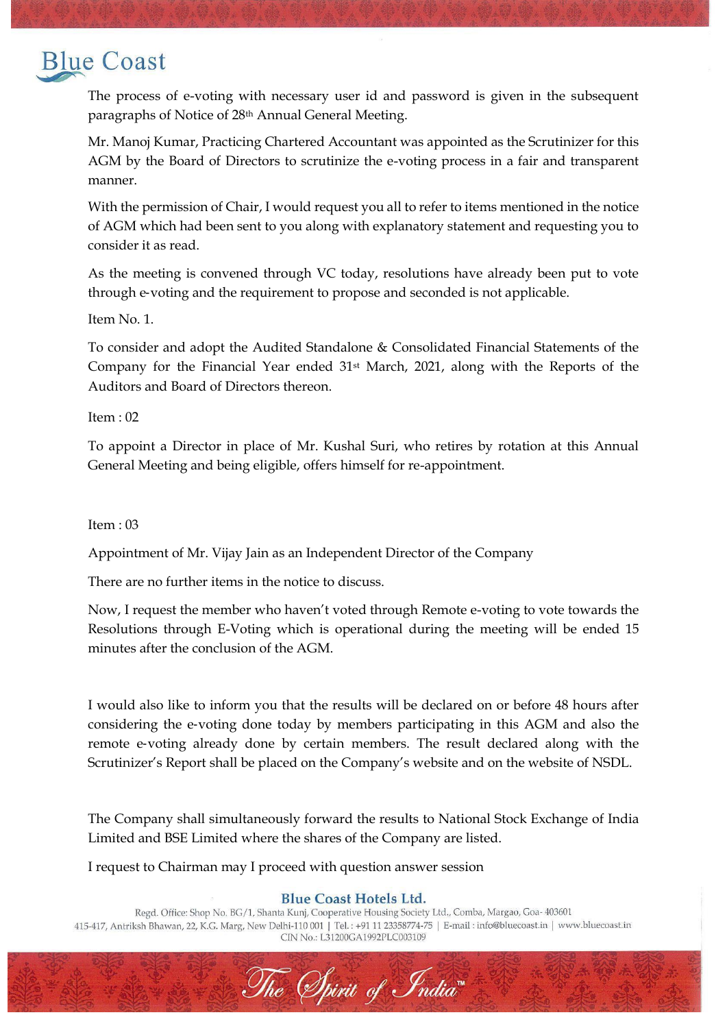The process of e-voting with necessary user id and password is given in the subsequent paragraphs of Notice of 28th Annual General Meeting.

Mr. Manoj Kumar, Practicing Chartered Accountant was appointed as the Scrutinizer for this AGM by the Board of Directors to scrutinize the e-voting process in a fair and transparent manner.

With the permission of Chair, I would request you all to refer to items mentioned in the notice of AGM which had been sent to you along with explanatory statement and requesting you to consider it as read.

As the meeting is convened through VC today, resolutions have already been put to vote through e-voting and the requirement to propose and seconded is not applicable.

Item No. 1.

To consider and adopt the Audited Standalone & Consolidated Financial Statements of the Company for the Financial Year ended 31st March, 2021, along with the Reports of the Auditors and Board of Directors thereon.

Item : 02

To appoint a Director in place of Mr. Kushal Suri, who retires by rotation at this Annual General Meeting and being eligible, offers himself for re-appointment.

Item : 03

Appointment of Mr. Vijay Jain as an Independent Director of the Company

There are no further items in the notice to discuss.

Now, I request the member who haven't voted through Remote e-voting to vote towards the Resolutions through E-Voting which is operational during the meeting will be ended 15 minutes after the conclusion of the AGM.

I would also like to inform you that the results will be declared on or before 48 hours after considering the e-voting done today by members participating in this AGM and also the remote e-voting already done by certain members. The result declared along with the Scrutinizer's Report shall be placed on the Company's website and on the website of NSDL.

The Company shall simultaneously forward the results to National Stock Exchange of India Limited and BSE Limited where the shares of the Company are listed.

I request to Chairman may I proceed with question answer session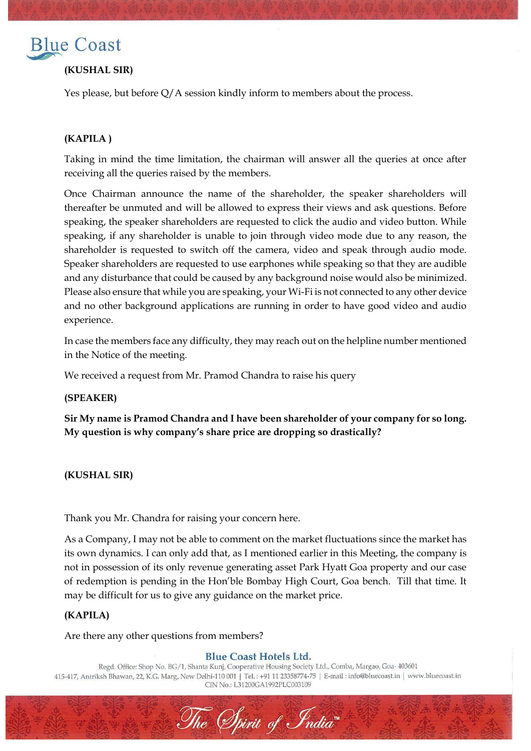**(KUSHAL SIR)**

Yes please, but before Q/A session kindly inform to members about the process.

**(KAPILA )**

Taking in mind the time limitation, the chairman will answer all the queries at once after receiving all the queries raised by the members.

Once Chairman announce the name of the shareholder, the speaker shareholders will thereafter be unmuted and will be allowed to express their views and ask questions. Before speaking, the speaker shareholders are requested to click the audio and video button. While speaking, if any shareholder is unable to join through video mode due to any reason, the shareholder is requested to switch off the camera, video and speak through audio mode. Speaker shareholders are requested to use earphones while speaking so that they are audible and any disturbance that could be caused by any background noise would also be minimized. Please also ensure that while you are speaking, your Wi-Fi is not connected to any other device and no other background applications are running in order to have good video and audio experience.

In case the members face any difficulty, they may reach out on the helpline number mentioned in the Notice of the meeting.

We received a request from Mr. Pramod Chandra to raise his query

**(SPEAKER)**

**Sir My name is Pramod Chandra and I have been shareholder of your company for so long. My question is why company's share price are dropping so drastically?**

**(KUSHAL SIR)**

Thank you Mr. Chandra for raising your concern here.

As a Company, I may not be able to comment on the market fluctuations since the market has its own dynamics. I can only add that, as I mentioned earlier in this Meeting, the company is not in possession of its only revenue generating asset Park Hyatt Goa property and our case of redemption is pending in the Hon'ble Bombay High Court, Goa bench. Till that time. It may be difficult for us to give any guidance on the market price.

**(KAPILA)**

Are there any other questions from members?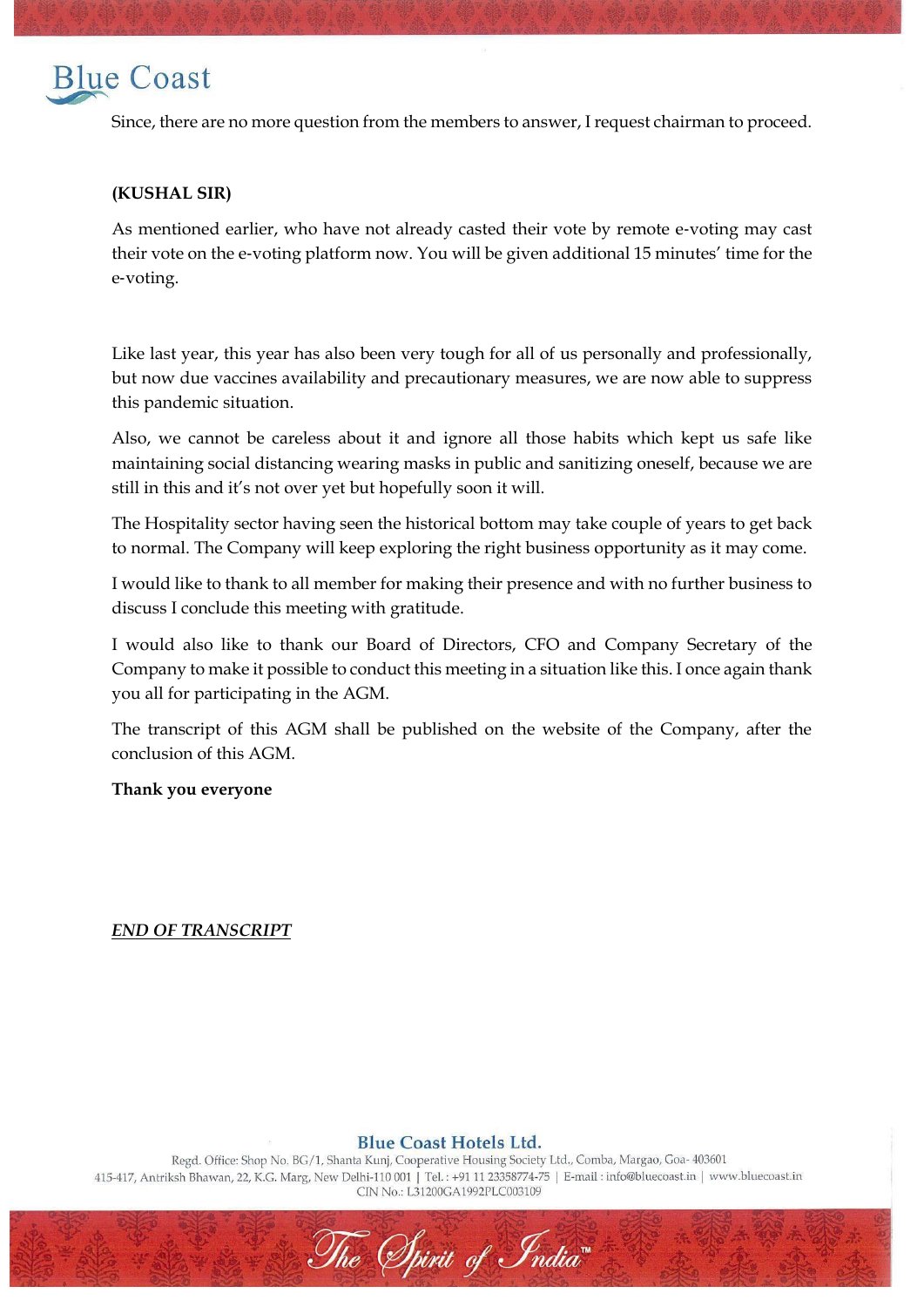Since, there are no more question from the members to answer, I request chairman to proceed.

**(KUSHAL SIR)**

As mentioned earlier, who have not already casted their vote by remote e-voting may cast their vote on the e-voting platform now. You will be given additional 15 minutes' time for the e-voting.

Like last year, this year has also been very tough for all of us personally and professionally, but now due vaccines availability and precautionary measures, we are now able to suppress this pandemic situation.

Also, we cannot be careless about it and ignore all those habits which kept us safe like maintaining social distancing wearing masks in public and sanitizing oneself, because we are still in this and it's not over yet but hopefully soon it will.

The Hospitality sector having seen the historical bottom may take couple of years to get back to normal. The Company will keep exploring the right business opportunity as it may come.

I would like to thank to all member for making their presence and with no further business to discuss I conclude this meeting with gratitude.

I would also like to thank our Board of Directors, CFO and Company Secretary of the Company to make it possible to conduct this meeting in a situation like this. I once again thank you all for participating in the AGM.

The transcript of this AGM shall be published on the website of the Company, after the conclusion of this AGM.

**Thank you everyone**

***END OF TRANSCRIPT***